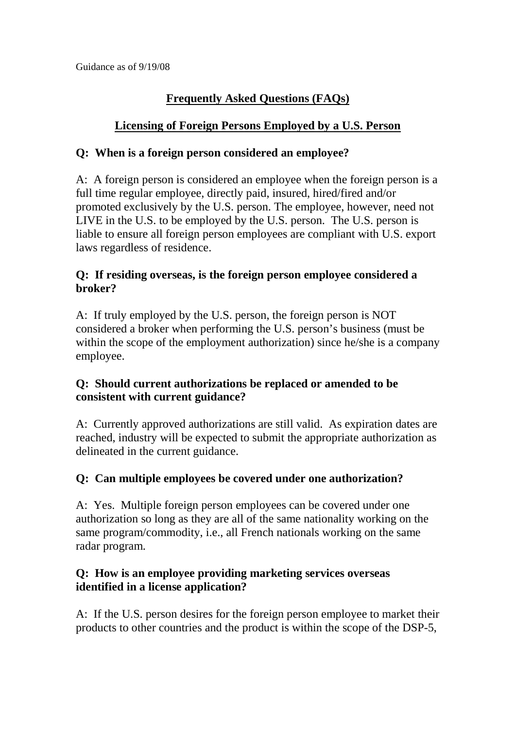Guidance as of 9/19/08

## Frequently Asked Questions (FAQs)

## Licensing of Foreign Persons Employed by a U.S. Person

**Q: When is a foreign person considered an employee?**

A: A foreign person is considered an employee when the foreign person is a full time regular employee, directly paid, insured, hired/fired and/or promoted exclusively by the U.S. person. The employee, however, need not LIVE in the U.S. to be employed by the U.S. person. The U.S. person is liable to ensure all foreign person employees are compliant with U.S. export laws regardless of residence.

**Q: If residing overseas, is the foreign person employee considered a broker?**

A: If truly employed by the U.S. person, the foreign person is NOT considered a broker when performing the U.S. person's business (must be within the scope of the employment authorization) since he/she is a company employee.

**Q: Should current authorizations be replaced or amended to be consistent with current guidance?**

A: Currently approved authorizations are still valid. As expiration dates are reached, industry will be expected to submit the appropriate authorization as delineated in the current guidance.

**Q: Can multiple employees be covered under one authorization?**

A: Yes. Multiple foreign person employees can be covered under one authorization so long as they are all of the same nationality working on the same program/commodity, i.e., all French nationals working on the same radar program.

**Q: How is an employee providing marketing services overseas identified in a license application?**

A: If the U.S. person desires for the foreign person employee to market their products to other countries and the product is within the scope of the DSP-5,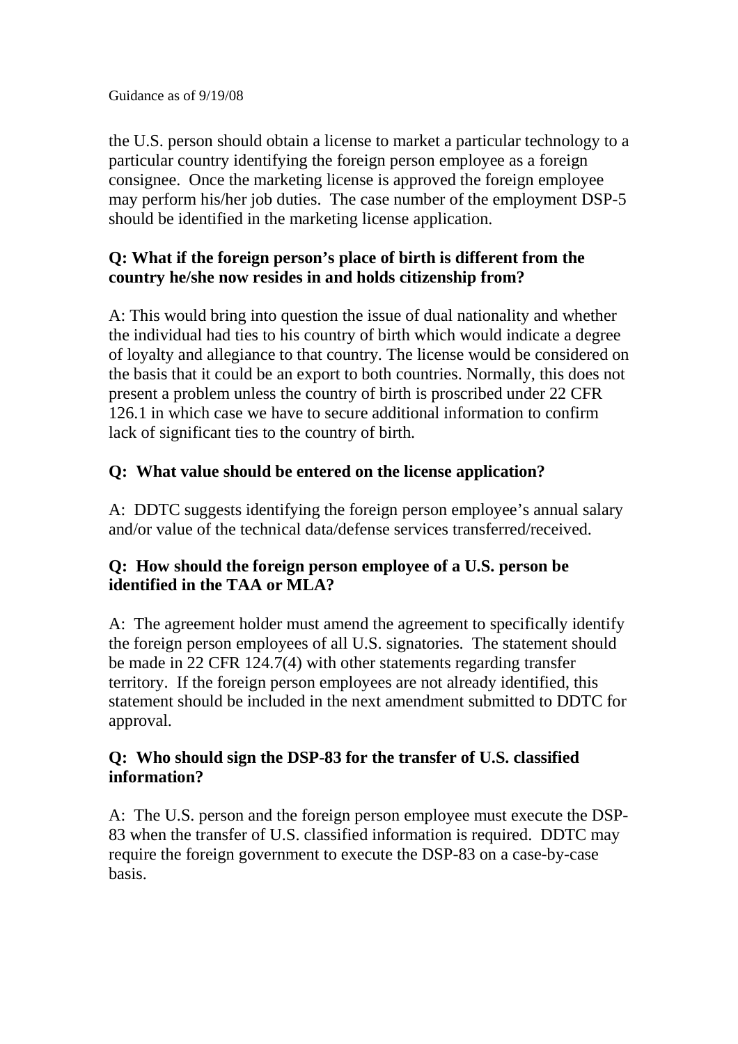the U.S. person should obtain a license to market a particular technology to a particular country identifying the foreign person employee as a foreign consignee. Once the marketing license is approved the foreign employee may perform his/her job duties. The case number of the employment DSP-5 should be identified in the marketing license application.

**Q: What if the foreign person's place of birth is different from the country he/she now resides in and holds citizenship from?**

A: This would bring into question the issue of dual nationality and whether the individual had ties to his country of birth which would indicate a degree of loyalty and allegiance to that country. The license would be considered on the basis that it could be an export to both countries. Normally, this does not present a problem unless the country of birth is proscribed under 22 CFR 126.1 in which case we have to secure additional information to confirm lack of significant ties to the country of birth.

**Q: What value should be entered on the license application?**

A: DDTC suggests identifying the foreign person employee's annual salary and/or value of the technical data/defense services transferred/received.

**Q: How should the foreign person employee of a U.S. person be identified in the TAA or MLA?**

A: The agreement holder must amend the agreement to specifically identify the foreign person employees of all U.S. signatories. The statement should be made in 22 CFR 124.7(4) with other statements regarding transfer territory. If the foreign person employees are not already identified, this statement should be included in the next amendment submitted to DDTC for approval.

**Q: Who should sign the DSP-83 for the transfer of U.S. classified information?**

A: The U.S. person and the foreign person employee must execute the DSP-83 when the transfer of U.S. classified information is required. DDTC may require the foreign government to execute the DSP-83 on a case-by-case basis.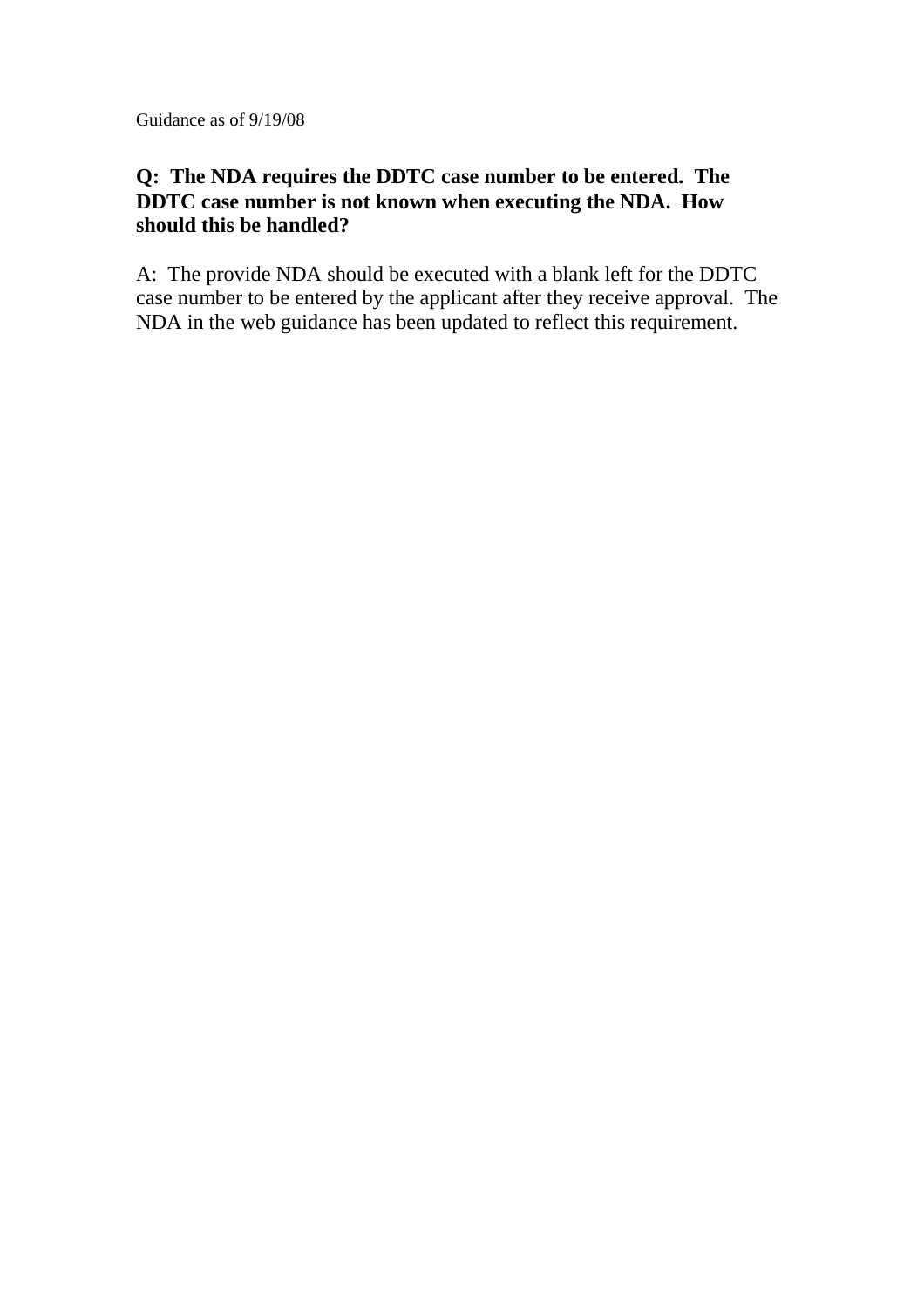Guidance as of 9/19/08

**Q: The NDA requires the DDTC case number to be entered. The DDTC case number is not known when executing the NDA. How should this be handled?**

A: The provide NDA should be executed with a blank left for the DDTC case number to be entered by the applicant after they receive approval. The NDA in the web guidance has been updated to reflect this requirement.